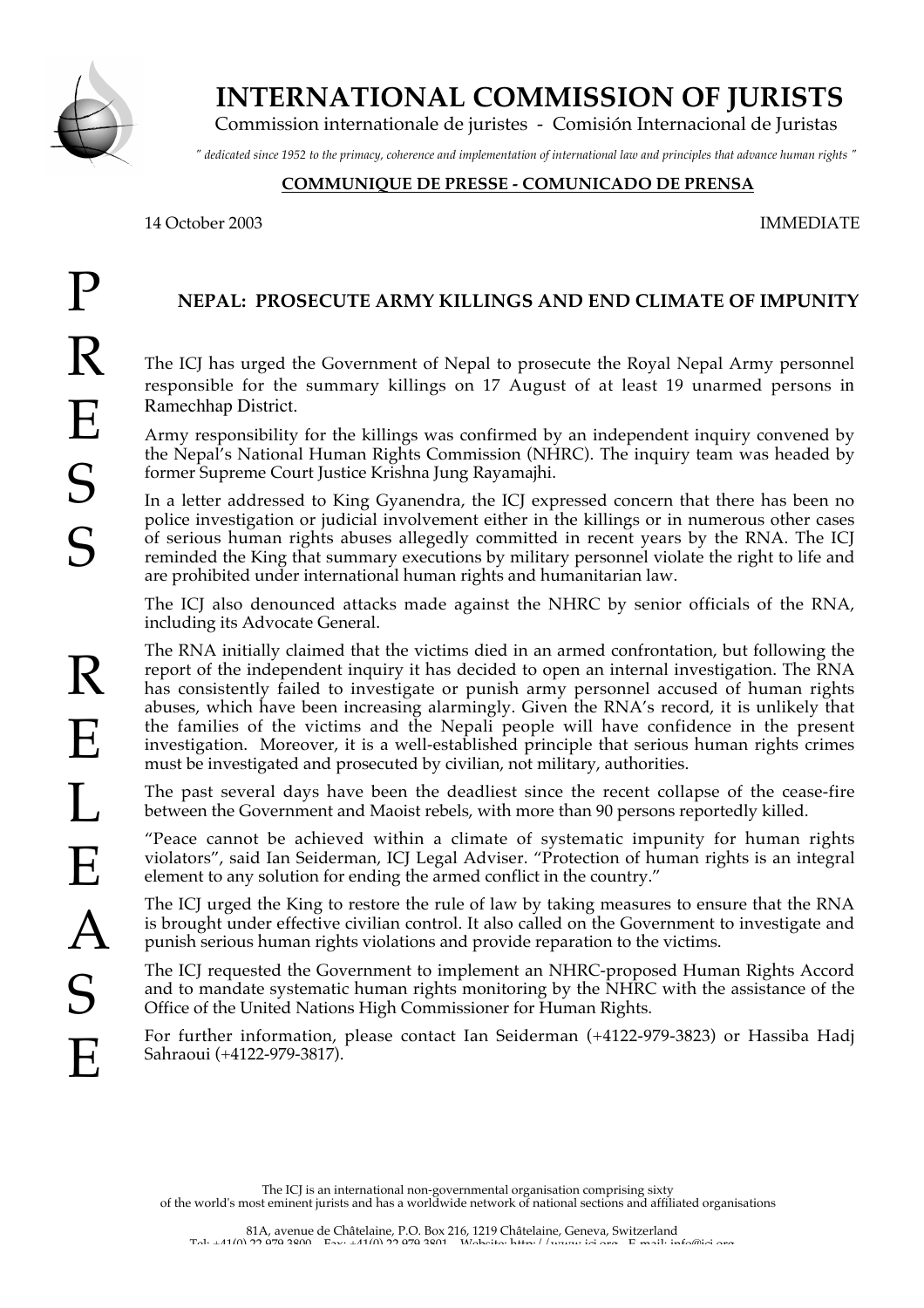# INTERNATIONAL COMMISSION OF JURISTS

Commission internationale de juristes - Comisión Internacional de Juristas

*" dedicated since 1952 to the primacy, coherence and implementation of international law and principles that advance human rights "*

**COMMUNIQUE DE PRESSE - COMUNICADO DE PRENSA**

14 October 2003 IMMEDIATE

PRESS RELEASE

## NEPAL: PROSECUTE ARMY KILLINGS AND END CLIMATE OF IMPUNITY

The ICJ has urged the Government of Nepal to prosecute the Royal Nepal Army personnel responsible for the summary killings on 17 August of at least 19 unarmed persons in Ramechhap District.

Army responsibility for the killings was confirmed by an independent inquiry convened by the Nepal's National Human Rights Commission (NHRC). The inquiry team was headed by former Supreme Court Justice Krishna Jung Rayamajhi.

In a letter addressed to King Gyanendra, the ICJ expressed concern that there has been no police investigation or judicial involvement either in the killings or in numerous other cases of serious human rights abuses allegedly committed in recent years by the RNA. The ICJ reminded the King that summary executions by military personnel violate the right to life and are prohibited under international human rights and humanitarian law.

The ICJ also denounced attacks made against the NHRC by senior officials of the RNA, including its Advocate General.

The RNA initially claimed that the victims died in an armed confrontation, but following the report of the independent inquiry it has decided to open an internal investigation. The RNA has consistently failed to investigate or punish army personnel accused of human rights abuses, which have been increasing alarmingly. Given the RNA's record, it is unlikely that the families of the victims and the Nepali people will have confidence in the present investigation. Moreover, it is a well-established principle that serious human rights crimes must be investigated and prosecuted by civilian, not military, authorities.

The past several days have been the deadliest since the recent collapse of the cease-fire between the Government and Maoist rebels, with more than 90 persons reportedly killed.

"Peace cannot be achieved within a climate of systematic impunity for human rights violators", said Ian Seiderman, ICJ Legal Adviser. "Protection of human rights is an integral element to any solution for ending the armed conflict in the country."

The ICJ urged the King to restore the rule of law by taking measures to ensure that the RNA is brought under effective civilian control. It also called on the Government to investigate and punish serious human rights violations and provide reparation to the victims.

The ICJ requested the Government to implement an NHRC-proposed Human Rights Accord and to mandate systematic human rights monitoring by the NHRC with the assistance of the Office of the United Nations High Commissioner for Human Rights.

For further information, please contact Ian Seiderman (+4122-979-3823) or Hassiba Hadj Sahraoui (+4122-979-3817).

The ICJ is an international non-governmental organisation comprising sixty of the world's most eminent jurists and has a worldwide network of national sections and affiliated organisations

81A, avenue de Châtelaine, P.O. Box 216, 1219 Châtelaine, Geneva, Switzerland
Tel: +41(0) 22 979 3800 – Fax: +41(0) 22 979 3801 – Website: http://www.icj.org - E-mail: info@icj.org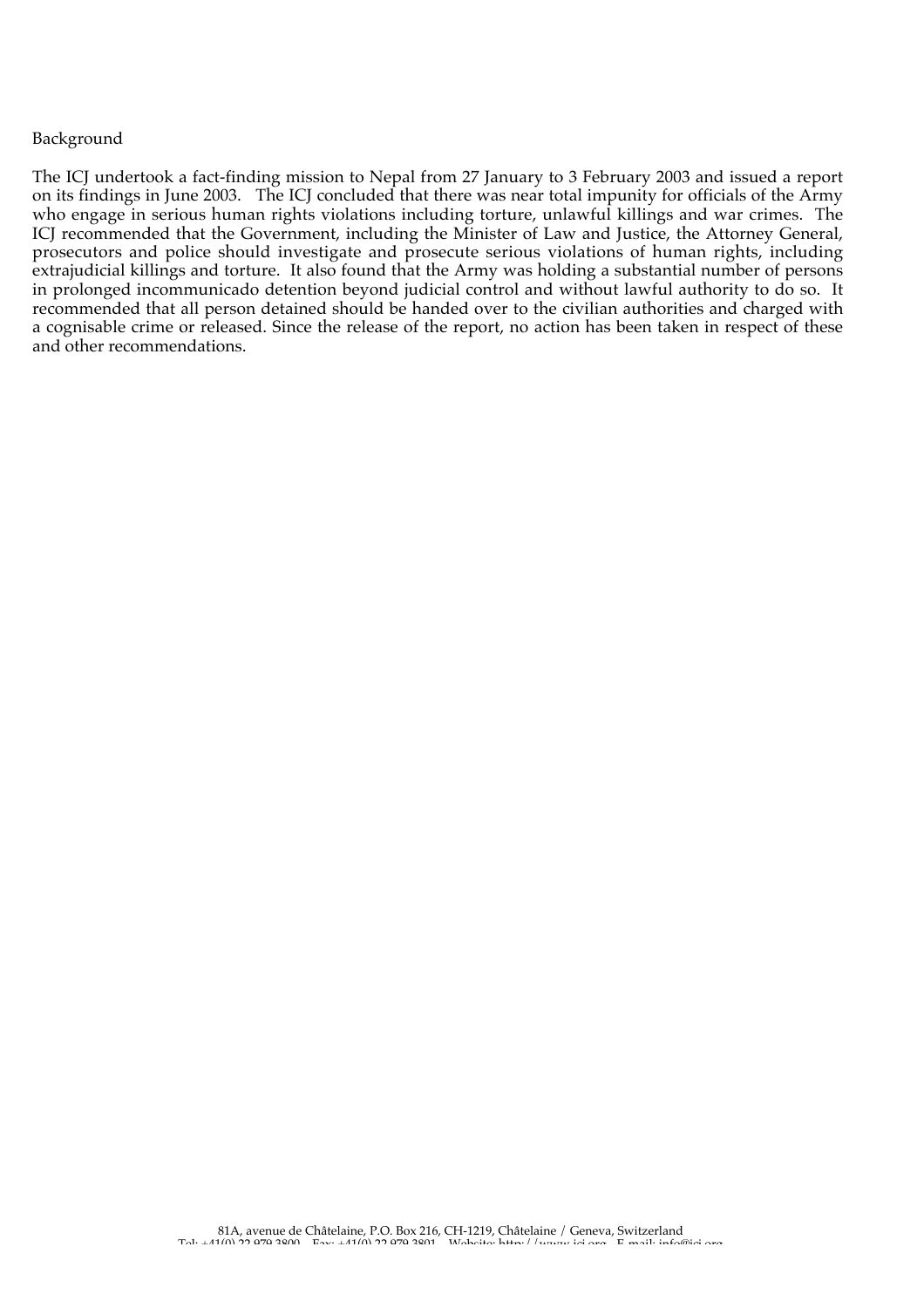Background

The ICJ undertook a fact-finding mission to Nepal from 27 January to 3 February 2003 and issued a report on its findings in June 2003. The ICJ concluded that there was near total impunity for officials of the Army who engage in serious human rights violations including torture, unlawful killings and war crimes. The ICJ recommended that the Government, including the Minister of Law and Justice, the Attorney General, prosecutors and police should investigate and prosecute serious violations of human rights, including extrajudicial killings and torture. It also found that the Army was holding a substantial number of persons in prolonged incommunicado detention beyond judicial control and without lawful authority to do so. It recommended that all person detained should be handed over to the civilian authorities and charged with a cognisable crime or released. Since the release of the report, no action has been taken in respect of these and other recommendations.